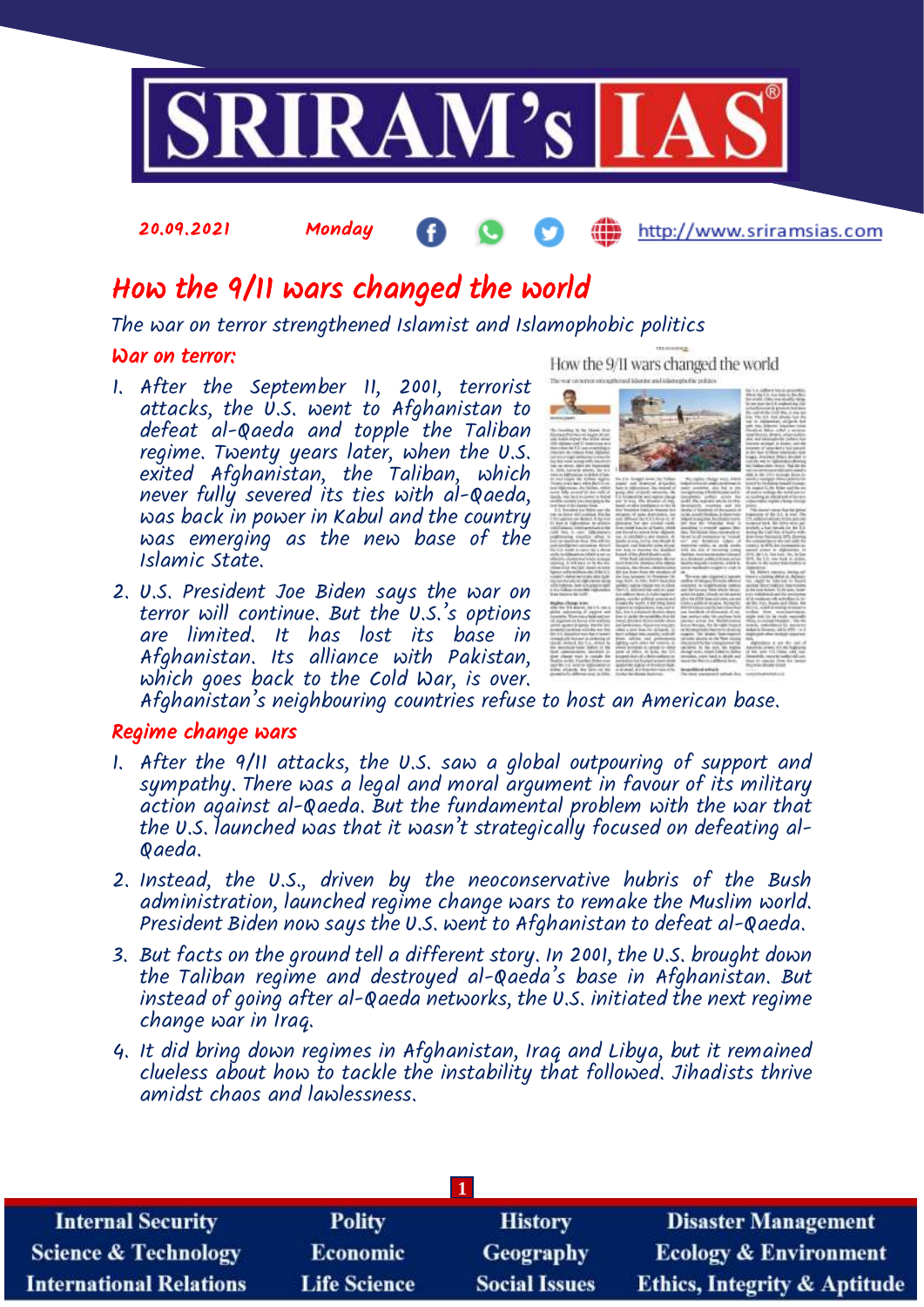20.09.2021 Monday http://www.sriramsias.com

# How the 9/11 wars changed the world

*The war on terror strengthened Islamist and Islamophobic politics*

## War on terror:

1. After the September 11, 2001, terrorist attacks, the U.S. went to Afghanistan to defeat al-Qaeda and topple the Taliban regime. Twenty years later, when the U.S. exited Afghanistan, the Taliban, which never fully severed its ties with al-Qaeda, was back in power in Kabul and the country was emerging as the new base of the Islamic State.
2. U.S. President Joe Biden says the war on terror will continue. But the U.S.'s options are limited. It has lost its base in Afghanistan. Its alliance with Pakistan, which goes back to the Cold War, is over. Afghanistan's neighbouring countries refuse to host an American base.

## Regime change wars

1. After the 9/11 attacks, the U.S. saw a global outpouring of support and sympathy. There was a legal and moral argument in favour of its military action against al-Qaeda. But the fundamental problem with the war that the U.S. launched was that it wasn't strategically focused on defeating al-Qaeda.
2. Instead, the U.S., driven by the neoconservative hubris of the Bush administration, launched regime change wars to remake the Muslim world. President Biden now says the U.S. went to Afghanistan to defeat al-Qaeda.
3. But facts on the ground tell a different story. In 2001, the U.S. brought down the Taliban regime and destroyed al-Qaeda's base in Afghanistan. But instead of going after al-Qaeda networks, the U.S. initiated the next regime change war in Iraq.
4. It did bring down regimes in Afghanistan, Iraq and Libya, but it remained clueless about how to tackle the instability that followed. Jihadists thrive amidst chaos and lawlessness.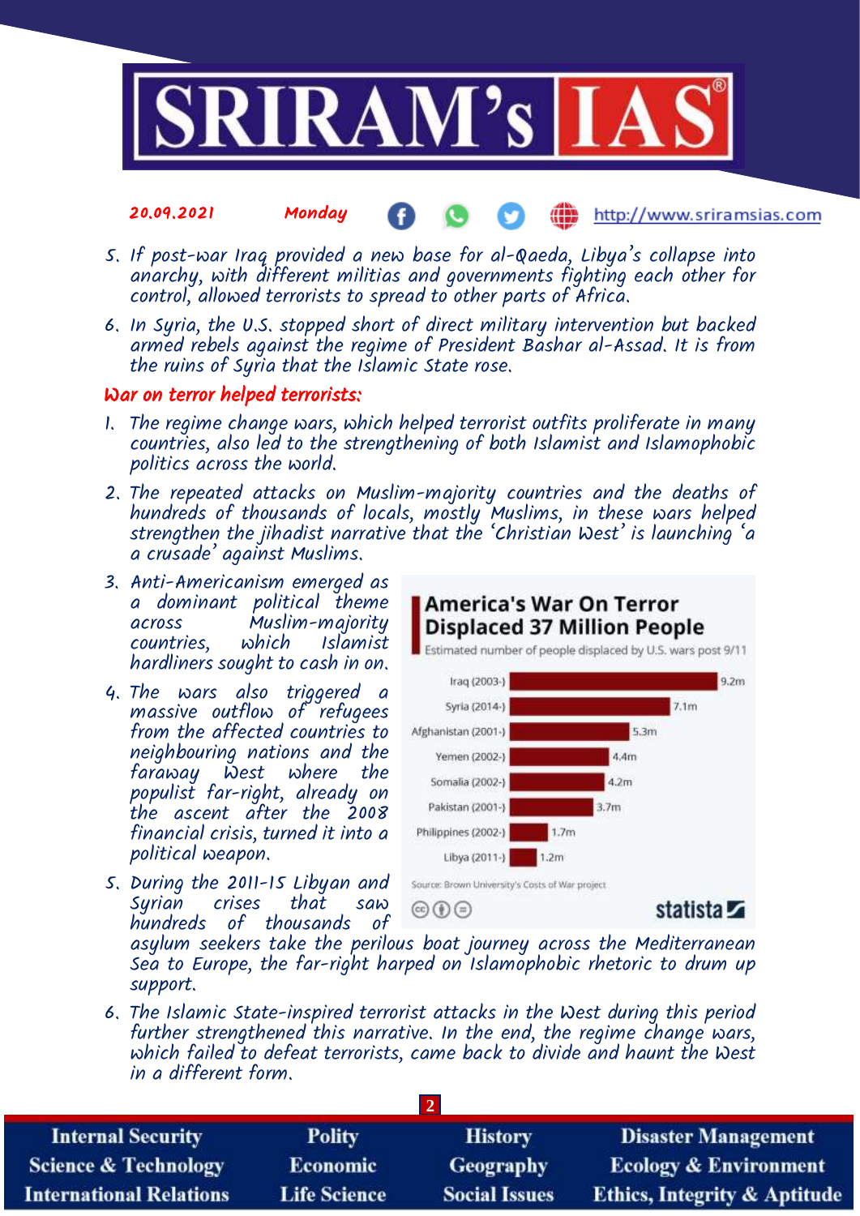5. If post-war Iraq provided a new base for al-Qaeda, Libya's collapse into anarchy, with different militias and governments fighting each other for control, allowed terrorists to spread to other parts of Africa.
6. In Syria, the U.S. stopped short of direct military intervention but backed armed rebels against the regime of President Bashar al-Assad. It is from the ruins of Syria that the Islamic State rose.

## War on terror helped terrorists:

1. The regime change wars, which helped terrorist outfits proliferate in many countries, also led to the strengthening of both Islamist and Islamophobic politics across the world.
2. The repeated attacks on Muslim-majority countries and the deaths of hundreds of thousands of locals, mostly Muslims, in these wars helped strengthen the jihadist narrative that the 'Christian West' is launching 'a a crusade' against Muslims.
3. Anti-Americanism emerged as a dominant political theme across Muslim-majority countries, which Islamist hardliners sought to cash in on.
4. The wars also triggered a massive outflow of refugees from the affected countries to neighbouring nations and the faraway West where the populist far-right, already on the ascent after the 2008 financial crisis, turned it into a political weapon.
5. During the 2011-15 Libyan and Syrian crises that saw hundreds of thousands of asylum seekers take the perilous boat journey across the Mediterranean Sea to Europe, the far-right harped on Islamophobic rhetoric to drum up support.
6. The Islamic State-inspired terrorist attacks in the West during this period further strengthened this narrative. In the end, the regime change wars, which failed to defeat terrorists, came back to divide and haunt the West in a different form.

**America's War On Terror Displaced 37 Million People**

Estimated number of people displaced by U.S. wars post 9/11

| Country | Displaced |
|---|---|
| Iraq (2003-) | 9.2m |
| Syria (2014-) | 7.1m |
| Afghanistan (2001-) | 5.3m |
| Yemen (2002-) | 4.4m |
| Somalia (2002-) | 4.2m |
| Pakistan (2001-) | 3.7m |
| Philippines (2002-) | 1.7m |
| Libya (2011-) | 1.2m |

Source: Brown University's Costs of War project

statista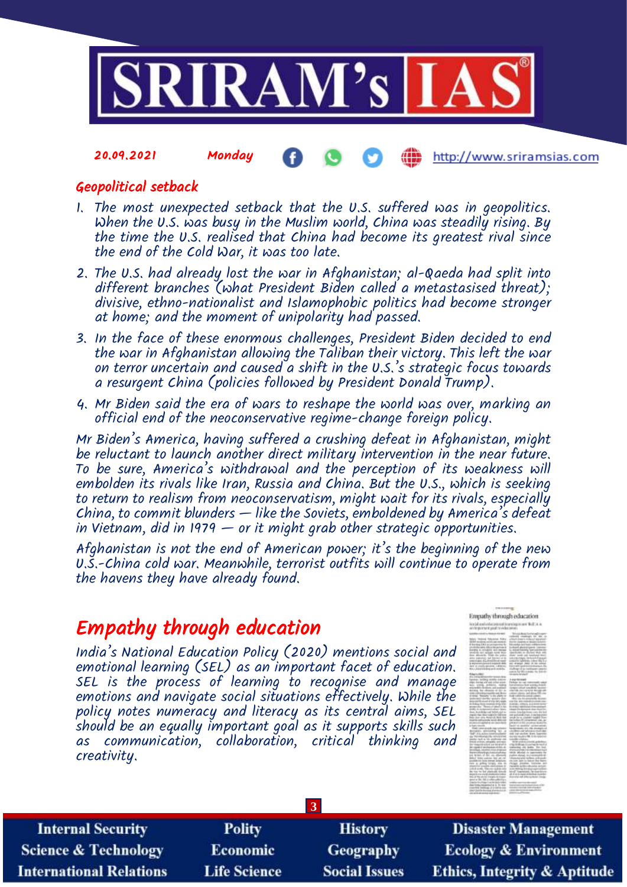## Geopolitical setback

1. The most unexpected setback that the U.S. suffered was in geopolitics. When the U.S. was busy in the Muslim world, China was steadily rising. By the time the U.S. realised that China had become its greatest rival since the end of the Cold War, it was too late.
2. The U.S. had already lost the war in Afghanistan; al-Qaeda had split into different branches (what President Biden called a metastasised threat); divisive, ethno-nationalist and Islamophobic politics had become stronger at home; and the moment of unipolarity had passed.
3. In the face of these enormous challenges, President Biden decided to end the war in Afghanistan allowing the Taliban their victory. This left the war on terror uncertain and caused a shift in the U.S.'s strategic focus towards a resurgent China (policies followed by President Donald Trump).
4. Mr Biden said the era of wars to reshape the world was over, marking an official end of the neoconservative regime-change foreign policy.

Mr Biden's America, having suffered a crushing defeat in Afghanistan, might be reluctant to launch another direct military intervention in the near future. To be sure, America's withdrawal and the perception of its weakness will embolden its rivals like Iran, Russia and China. But the U.S., which is seeking to return to realism from neoconservatism, might wait for its rivals, especially China, to commit blunders — like the Soviets, emboldened by America's defeat in Vietnam, did in 1979 — or it might grab other strategic opportunities.

Afghanistan is not the end of American power; it's the beginning of the new U.S.-China cold war. Meanwhile, terrorist outfits will continue to operate from the havens they have already found.

# Empathy through education

India's National Education Policy (2020) mentions social and emotional learning (SEL) as an important facet of education. SEL is the process of learning to recognise and manage emotions and navigate social situations effectively. While the policy notes numeracy and literacy as its central aims, SEL should be an equally important goal as it supports skills such as communication, collaboration, critical thinking and creativity.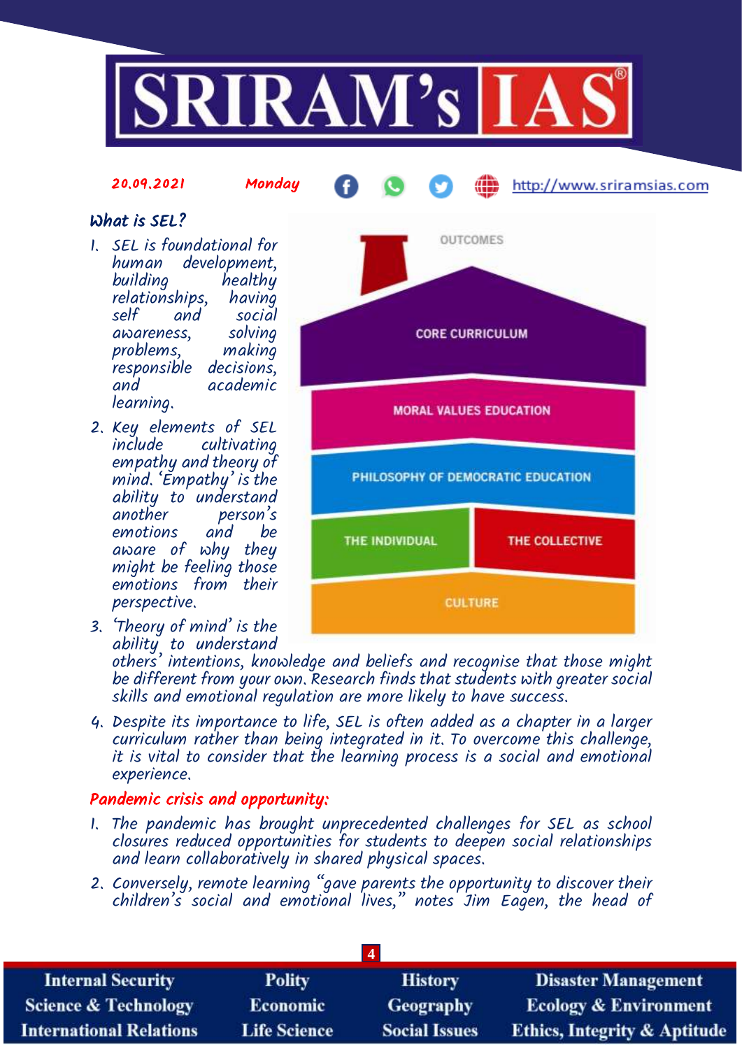## What is SEL?

1. SEL is foundational for human development, building healthy relationships, having self and social awareness, solving problems, making responsible decisions, and academic learning.
2. Key elements of SEL include cultivating empathy and theory of mind. 'Empathy' is the ability to understand another person's emotions and be aware of why they might be feeling those emotions from their perspective.
3. 'Theory of mind' is the ability to understand others' intentions, knowledge and beliefs and recognise that those might be different from your own. Research finds that students with greater social skills and emotional regulation are more likely to have success.
4. Despite its importance to life, SEL is often added as a chapter in a larger curriculum rather than being integrated in it. To overcome this challenge, it is vital to consider that the learning process is a social and emotional experience.

OUTCOMES

CORE CURRICULUM

MORAL VALUES EDUCATION

PHILOSOPHY OF DEMOCRATIC EDUCATION

THE INDIVIDUAL | THE COLLECTIVE

CULTURE

## Pandemic crisis and opportunity:

1. The pandemic has brought unprecedented challenges for SEL as school closures reduced opportunities for students to deepen social relationships and learn collaboratively in shared physical spaces.
2. Conversely, remote learning "gave parents the opportunity to discover their children's social and emotional lives," notes Jim Eagen, the head of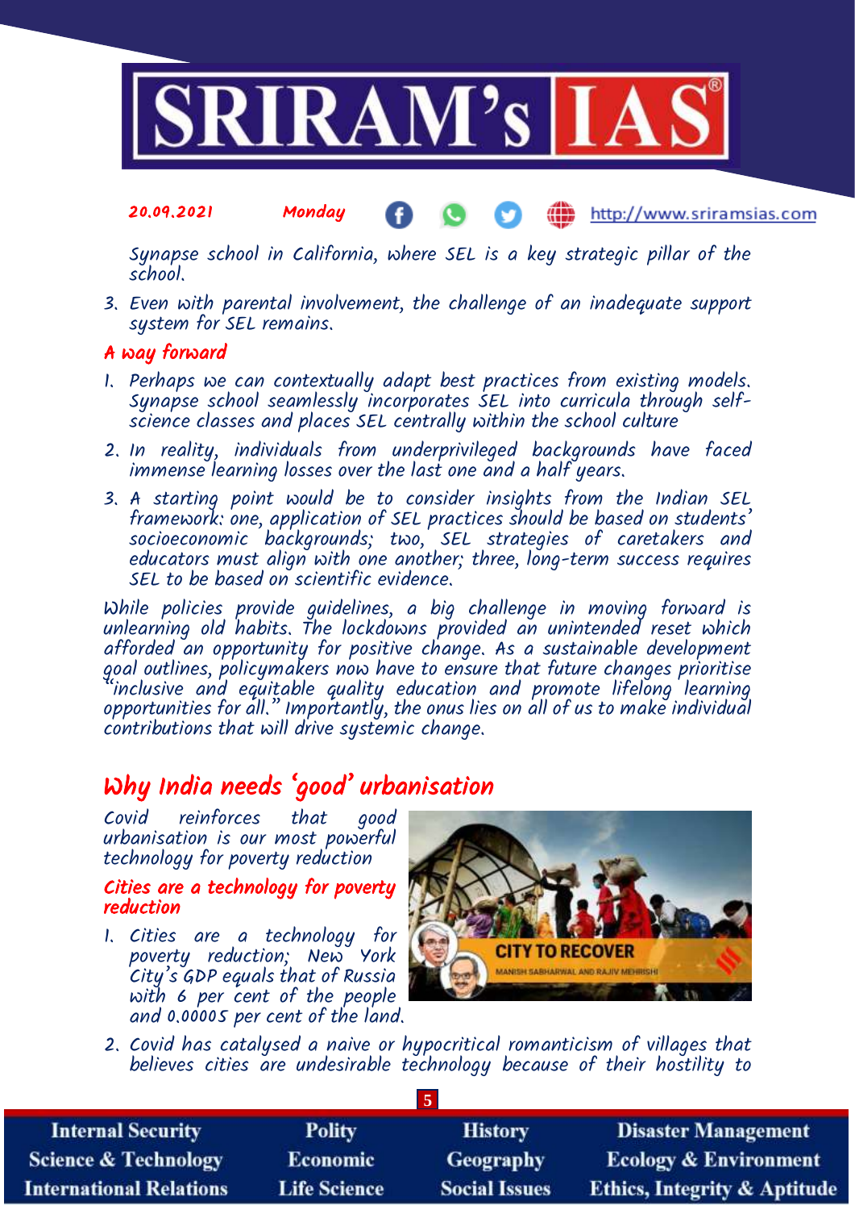Synapse school in California, where SEL is a key strategic pillar of the school.

3. Even with parental involvement, the challenge of an inadequate support system for SEL remains.

### A way forward

1. Perhaps we can contextually adapt best practices from existing models. Synapse school seamlessly incorporates SEL into curricula through self-science classes and places SEL centrally within the school culture
2. In reality, individuals from underprivileged backgrounds have faced immense learning losses over the last one and a half years.
3. A starting point would be to consider insights from the Indian SEL framework: one, application of SEL practices should be based on students' socioeconomic backgrounds; two, SEL strategies of caretakers and educators must align with one another; three, long-term success requires SEL to be based on scientific evidence.

While policies provide guidelines, a big challenge in moving forward is unlearning old habits. The lockdowns provided an unintended reset which afforded an opportunity for positive change. As a sustainable development goal outlines, policymakers now have to ensure that future changes prioritise "inclusive and equitable quality education and promote lifelong learning opportunities for all." Importantly, the onus lies on all of us to make individual contributions that will drive systemic change.

## Why India needs 'good' urbanisation

Covid reinforces that good urbanisation is our most powerful technology for poverty reduction

### Cities are a technology for poverty reduction

1. Cities are a technology for poverty reduction; New York City's GDP equals that of Russia with 6 per cent of the people and 0.00005 per cent of the land.
2. Covid has catalysed a naive or hypocritical romanticism of villages that believes cities are undesirable technology because of their hostility to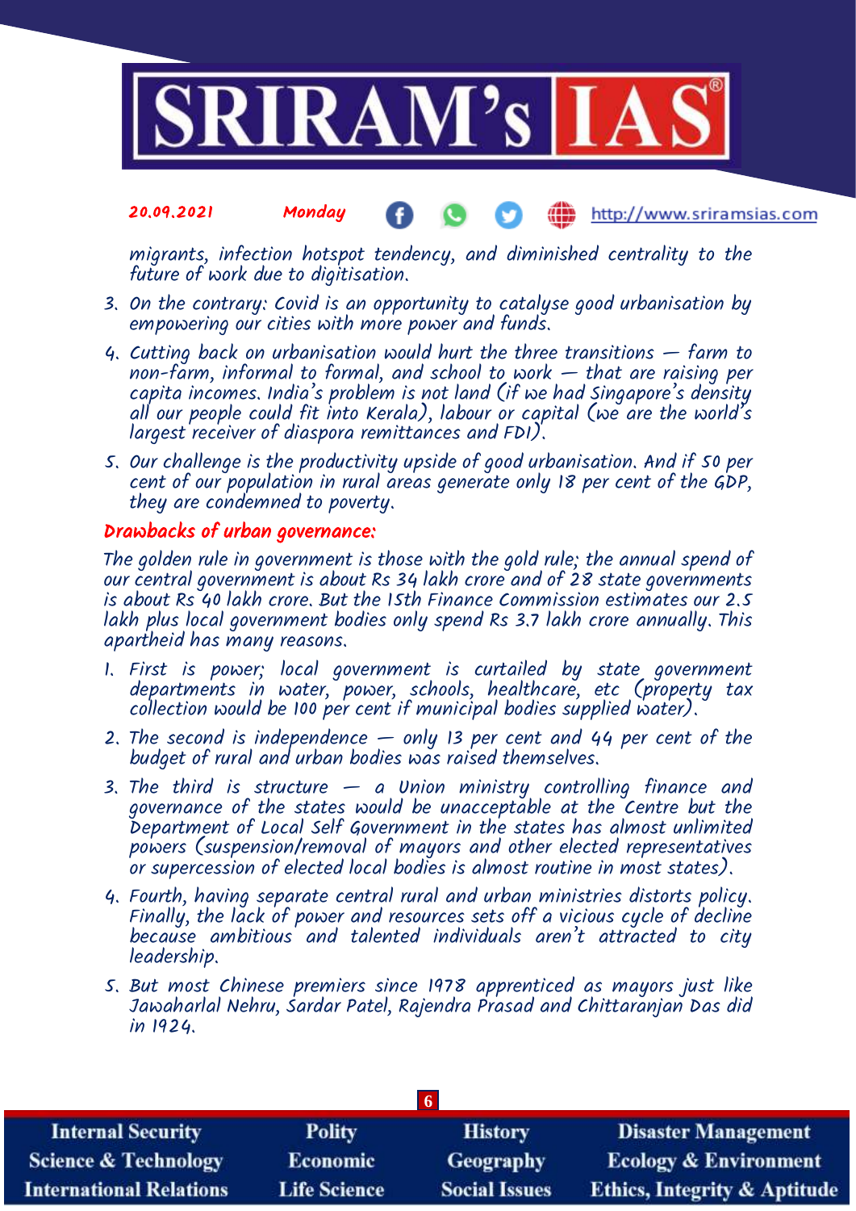migrants, infection hotspot tendency, and diminished centrality to the future of work due to digitisation.

3. On the contrary: Covid is an opportunity to catalyse good urbanisation by empowering our cities with more power and funds.
4. Cutting back on urbanisation would hurt the three transitions — farm to non-farm, informal to formal, and school to work — that are raising per capita incomes. India's problem is not land (if we had Singapore's density all our people could fit into Kerala), labour or capital (we are the world's largest receiver of diaspora remittances and FDI).
5. Our challenge is the productivity upside of good urbanisation. And if 50 per cent of our population in rural areas generate only 18 per cent of the GDP, they are condemned to poverty.

## Drawbacks of urban governance:

The golden rule in government is those with the gold rule; the annual spend of our central government is about Rs 34 lakh crore and of 28 state governments is about Rs 40 lakh crore. But the 15th Finance Commission estimates our 2.5 lakh plus local government bodies only spend Rs 3.7 lakh crore annually. This apartheid has many reasons.

1. First is power; local government is curtailed by state government departments in water, power, schools, healthcare, etc (property tax collection would be 100 per cent if municipal bodies supplied water).
2. The second is independence — only 13 per cent and 44 per cent of the budget of rural and urban bodies was raised themselves.
3. The third is structure — a Union ministry controlling finance and governance of the states would be unacceptable at the Centre but the Department of Local Self Government in the states has almost unlimited powers (suspension/removal of mayors and other elected representatives or supercession of elected local bodies is almost routine in most states).
4. Fourth, having separate central rural and urban ministries distorts policy. Finally, the lack of power and resources sets off a vicious cycle of decline because ambitious and talented individuals aren't attracted to city leadership.
5. But most Chinese premiers since 1978 apprenticed as mayors just like Jawaharlal Nehru, Sardar Patel, Rajendra Prasad and Chittaranjan Das did in 1924.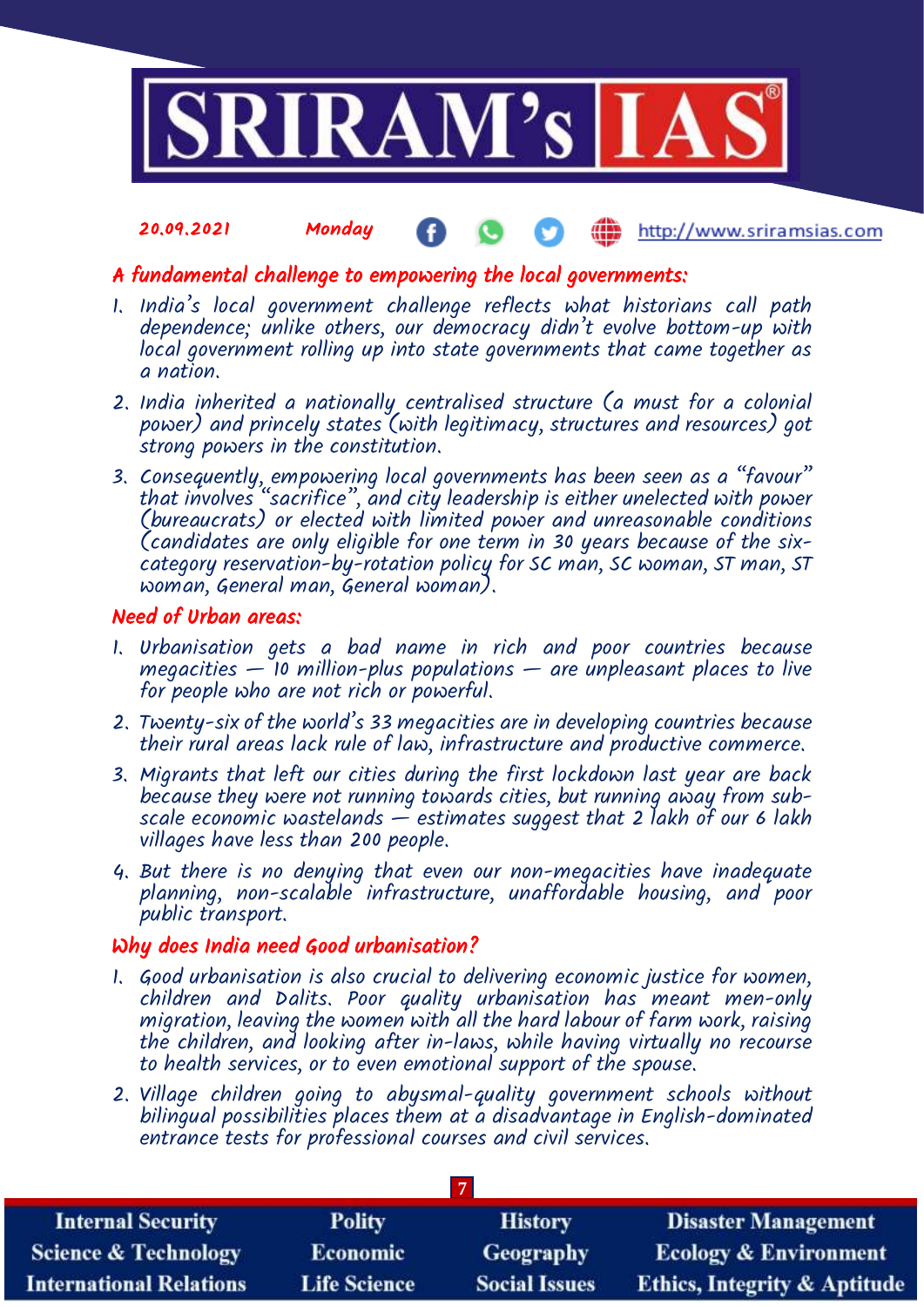## A fundamental challenge to empowering the local governments:

1. India's local government challenge reflects what historians call path dependence; unlike others, our democracy didn't evolve bottom-up with local government rolling up into state governments that came together as a nation.
2. India inherited a nationally centralised structure (a must for a colonial power) and princely states (with legitimacy, structures and resources) got strong powers in the constitution.
3. Consequently, empowering local governments has been seen as a "favour" that involves "sacrifice", and city leadership is either unelected with power (bureaucrats) or elected with limited power and unreasonable conditions (candidates are only eligible for one term in 30 years because of the six-category reservation-by-rotation policy for SC man, SC woman, ST man, ST woman, General man, General woman).

## Need of Urban areas:

1. Urbanisation gets a bad name in rich and poor countries because megacities — 10 million-plus populations — are unpleasant places to live for people who are not rich or powerful.
2. Twenty-six of the world's 33 megacities are in developing countries because their rural areas lack rule of law, infrastructure and productive commerce.
3. Migrants that left our cities during the first lockdown last year are back because they were not running towards cities, but running away from sub-scale economic wastelands — estimates suggest that 2 lakh of our 6 lakh villages have less than 200 people.
4. But there is no denying that even our non-megacities have inadequate planning, non-scalable infrastructure, unaffordable housing, and poor public transport.

## Why does India need Good urbanisation?

1. Good urbanisation is also crucial to delivering economic justice for women, children and Dalits. Poor quality urbanisation has meant men-only migration, leaving the women with all the hard labour of farm work, raising the children, and looking after in-laws, while having virtually no recourse to health services, or to even emotional support of the spouse.
2. Village children going to abysmal-quality government schools without bilingual possibilities places them at a disadvantage in English-dominated entrance tests for professional courses and civil services.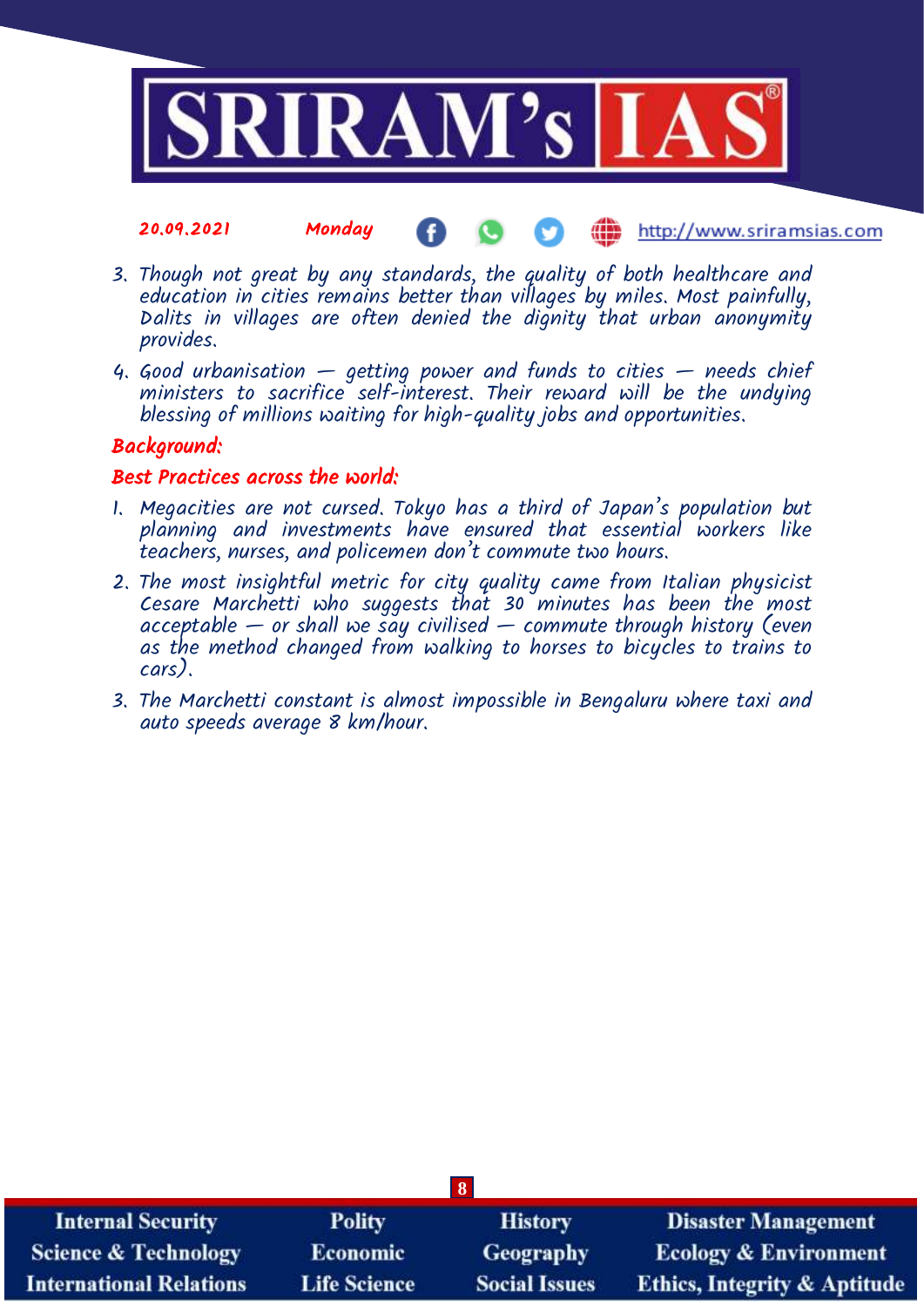3. Though not great by any standards, the quality of both healthcare and education in cities remains better than villages by miles. Most painfully, Dalits in villages are often denied the dignity that urban anonymity provides.
4. Good urbanisation — getting power and funds to cities — needs chief ministers to sacrifice self-interest. Their reward will be the undying blessing of millions waiting for high-quality jobs and opportunities.

## Background:

### Best Practices across the world:

1. Megacities are not cursed. Tokyo has a third of Japan's population but planning and investments have ensured that essential workers like teachers, nurses, and policemen don't commute two hours.
2. The most insightful metric for city quality came from Italian physicist Cesare Marchetti who suggests that 30 minutes has been the most acceptable — or shall we say civilised — commute through history (even as the method changed from walking to horses to bicycles to trains to cars).
3. The Marchetti constant is almost impossible in Bengaluru where taxi and auto speeds average 8 km/hour.